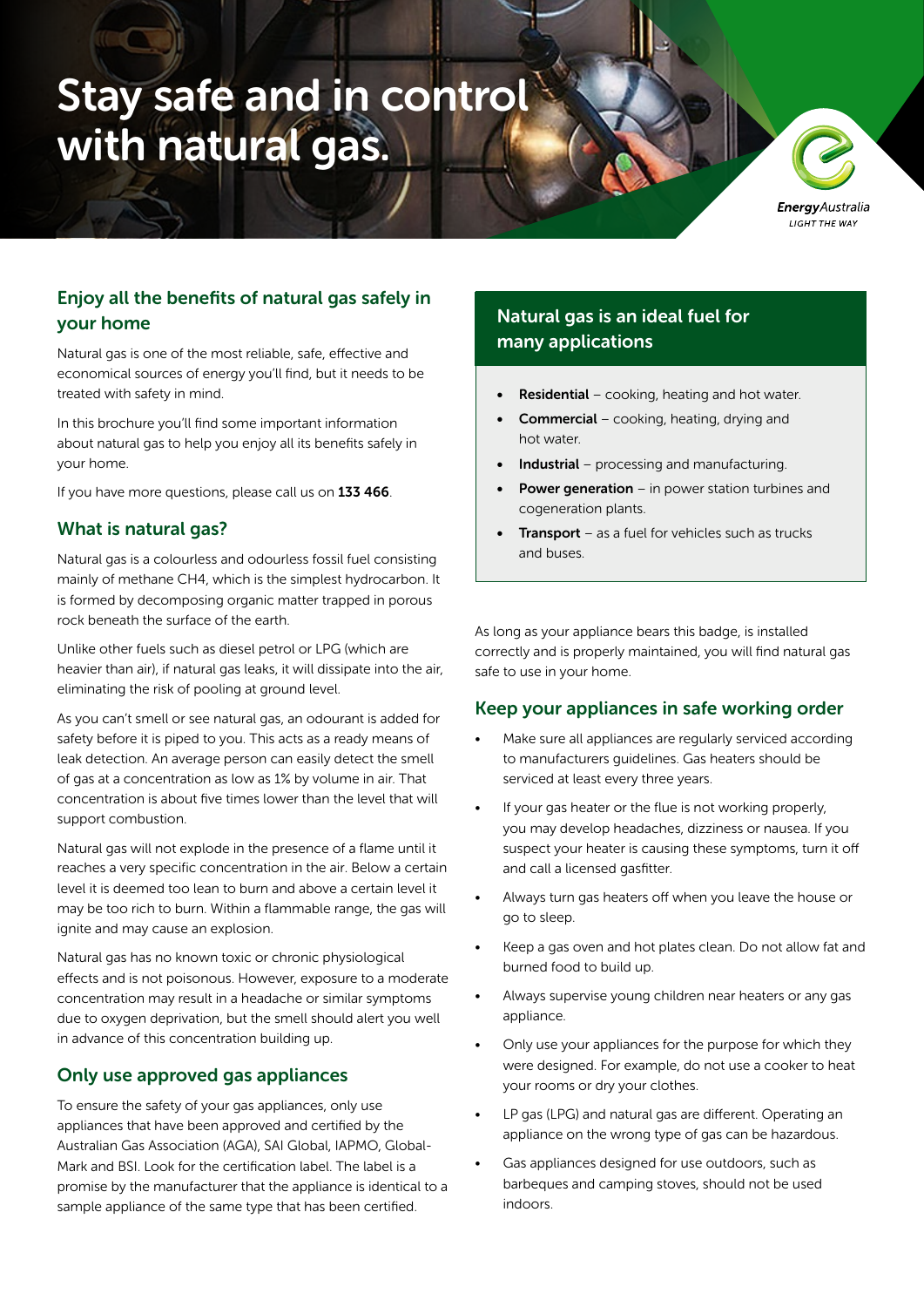# Stay safe and in control with natural gas.

EnergyAustralia
LIGHT THE WAY

## Enjoy all the benefits of natural gas safely in your home

Natural gas is one of the most reliable, safe, effective and economical sources of energy you'll find, but it needs to be treated with safety in mind.

In this brochure you'll find some important information about natural gas to help you enjoy all its benefits safely in your home.

If you have more questions, please call us on **133 466**.

## What is natural gas?

Natural gas is a colourless and odourless fossil fuel consisting mainly of methane $CH_4$, which is the simplest hydrocarbon. It is formed by decomposing organic matter trapped in porous rock beneath the surface of the earth.

Unlike other fuels such as diesel petrol or LPG (which are heavier than air), if natural gas leaks, it will dissipate into the air, eliminating the risk of pooling at ground level.

As you can't smell or see natural gas, an odourant is added for safety before it is piped to you. This acts as a ready means of leak detection. An average person can easily detect the smell of gas at a concentration as low as 1% by volume in air. That concentration is about five times lower than the level that will support combustion.

Natural gas will not explode in the presence of a flame until it reaches a very specific concentration in the air. Below a certain level it is deemed too lean to burn and above a certain level it may be too rich to burn. Within a flammable range, the gas will ignite and may cause an explosion.

Natural gas has no known toxic or chronic physiological effects and is not poisonous. However, exposure to a moderate concentration may result in a headache or similar symptoms due to oxygen deprivation, but the smell should alert you well in advance of this concentration building up.

## Only use approved gas appliances

To ensure the safety of your gas appliances, only use appliances that have been approved and certified by the Australian Gas Association (AGA), SAI Global, IAPMO, Global-Mark and BSI. Look for the certification label. The label is a promise by the manufacturer that the appliance is identical to a sample appliance of the same type that has been certified.

## Natural gas is an ideal fuel for many applications

- **Residential** – cooking, heating and hot water.
- **Commercial** – cooking, heating, drying and hot water.
- **Industrial** – processing and manufacturing.
- **Power generation** – in power station turbines and cogeneration plants.
- **Transport** – as a fuel for vehicles such as trucks and buses.

As long as your appliance bears this badge, is installed correctly and is properly maintained, you will find natural gas safe to use in your home.

## Keep your appliances in safe working order

- Make sure all appliances are regularly serviced according to manufacturers guidelines. Gas heaters should be serviced at least every three years.
- If your gas heater or the flue is not working properly, you may develop headaches, dizziness or nausea. If you suspect your heater is causing these symptoms, turn it off and call a licensed gasfitter.
- Always turn gas heaters off when you leave the house or go to sleep.
- Keep a gas oven and hot plates clean. Do not allow fat and burned food to build up.
- Always supervise young children near heaters or any gas appliance.
- Only use your appliances for the purpose for which they were designed. For example, do not use a cooker to heat your rooms or dry your clothes.
- LP gas (LPG) and natural gas are different. Operating an appliance on the wrong type of gas can be hazardous.
- Gas appliances designed for use outdoors, such as barbeques and camping stoves, should not be used indoors.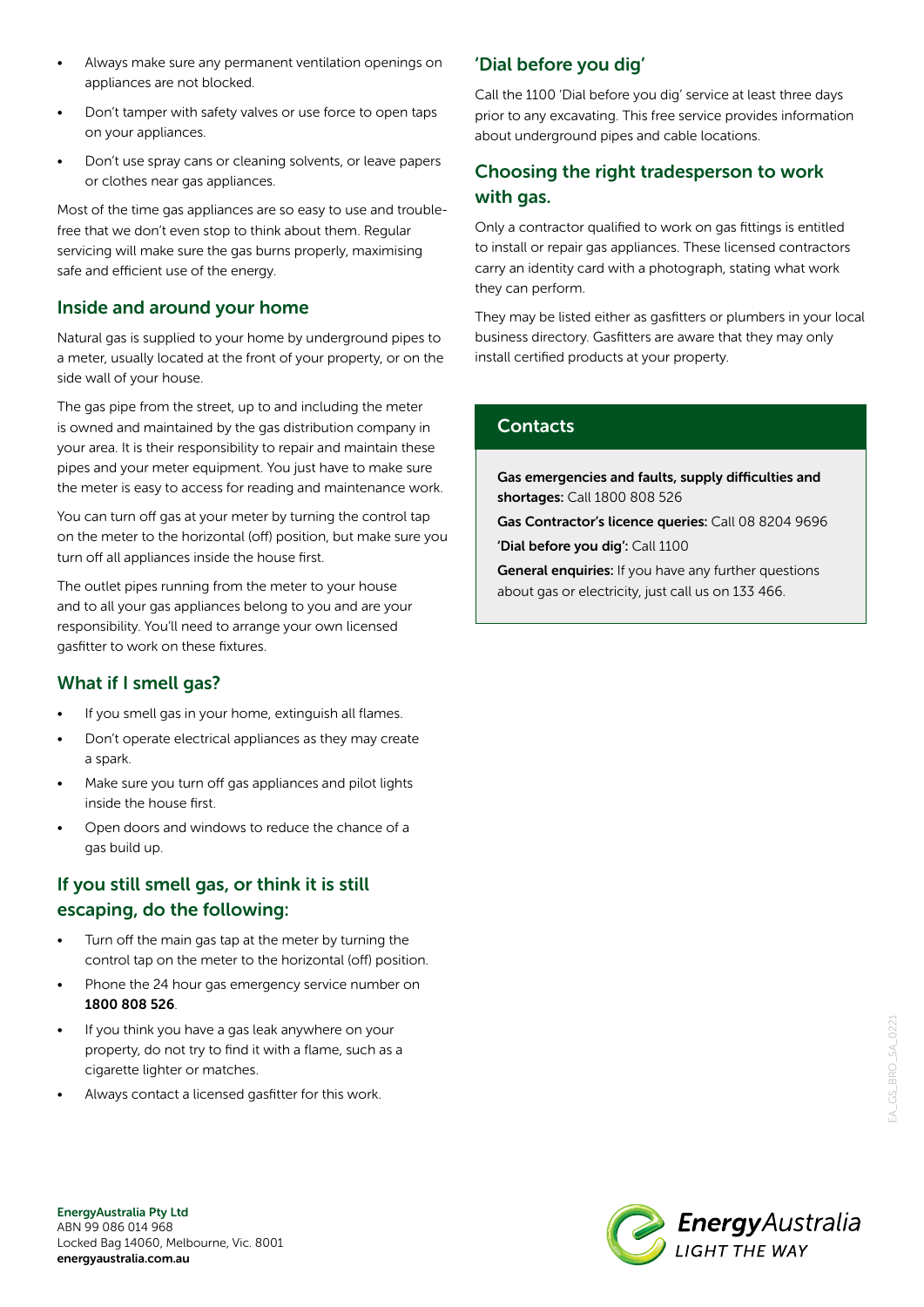- Always make sure any permanent ventilation openings on appliances are not blocked.
- Don't tamper with safety valves or use force to open taps on your appliances.
- Don't use spray cans or cleaning solvents, or leave papers or clothes near gas appliances.

Most of the time gas appliances are so easy to use and trouble-free that we don't even stop to think about them. Regular servicing will make sure the gas burns properly, maximising safe and efficient use of the energy.

## Inside and around your home

Natural gas is supplied to your home by underground pipes to a meter, usually located at the front of your property, or on the side wall of your house.

The gas pipe from the street, up to and including the meter is owned and maintained by the gas distribution company in your area. It is their responsibility to repair and maintain these pipes and your meter equipment. You just have to make sure the meter is easy to access for reading and maintenance work.

You can turn off gas at your meter by turning the control tap on the meter to the horizontal (off) position, but make sure you turn off all appliances inside the house first.

The outlet pipes running from the meter to your house and to all your gas appliances belong to you and are your responsibility. You'll need to arrange your own licensed gasfitter to work on these fixtures.

## What if I smell gas?

- If you smell gas in your home, extinguish all flames.
- Don't operate electrical appliances as they may create a spark.
- Make sure you turn off gas appliances and pilot lights inside the house first.
- Open doors and windows to reduce the chance of a gas build up.

## If you still smell gas, or think it is still escaping, do the following:

- Turn off the main gas tap at the meter by turning the control tap on the meter to the horizontal (off) position.
- Phone the 24 hour gas emergency service number on **1800 808 526**.
- If you think you have a gas leak anywhere on your property, do not try to find it with a flame, such as a cigarette lighter or matches.
- Always contact a licensed gasfitter for this work.

## 'Dial before you dig'

Call the 1100 'Dial before you dig' service at least three days prior to any excavating. This free service provides information about underground pipes and cable locations.

## Choosing the right tradesperson to work with gas.

Only a contractor qualified to work on gas fittings is entitled to install or repair gas appliances. These licensed contractors carry an identity card with a photograph, stating what work they can perform.

They may be listed either as gasfitters or plumbers in your local business directory. Gasfitters are aware that they may only install certified products at your property.

## Contacts

**Gas emergencies and faults, supply difficulties and shortages:** Call 1800 808 526

**Gas Contractor's licence queries:** Call 08 8204 9696

**'Dial before you dig':** Call 1100

**General enquiries:** If you have any further questions about gas or electricity, just call us on 133 466.

**EnergyAustralia Pty Ltd**
ABN 99 086 014 968
Locked Bag 14060, Melbourne, Vic. 8001
**energyaustralia.com.au**

EnergyAustralia LIGHT THE WAY

EA_GS_BRO_SA_0221